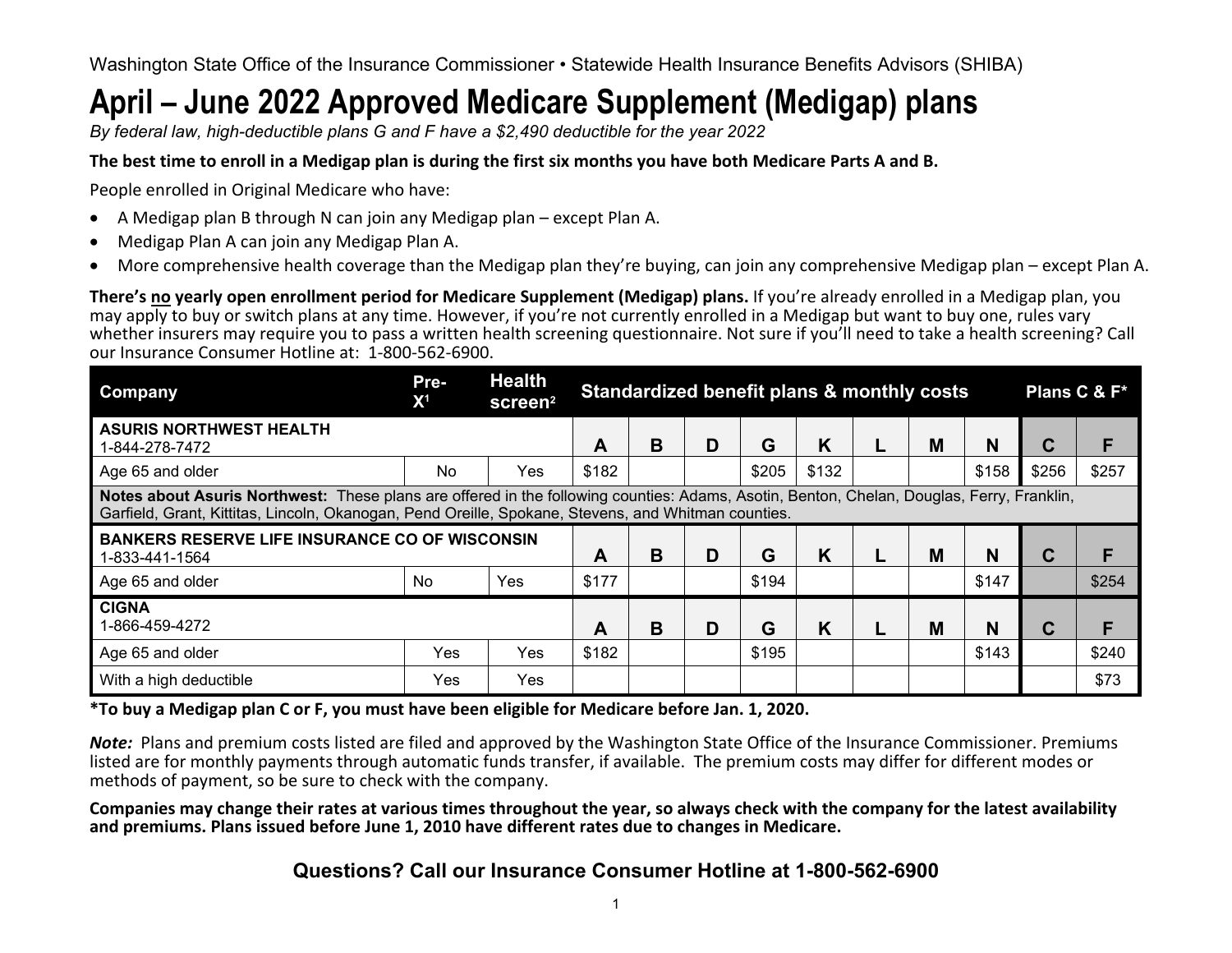Washington State Office of the Insurance Commissioner • Statewide Health Insurance Benefits Advisors (SHIBA)

# April – June 2022 Approved Medicare Supplement (Medigap) plans

*By federal law, high-deductible plans G and F have a $2,490 deductible for the year 2022*

**The best time to enroll in a Medigap plan is during the first six months you have both Medicare Parts A and B.**

People enrolled in Original Medicare who have:

- A Medigap plan B through N can join any Medigap plan – except Plan A.
- Medigap Plan A can join any Medigap Plan A.
- More comprehensive health coverage than the Medigap plan they're buying, can join any comprehensive Medigap plan – except Plan A.

**There's no yearly open enrollment period for Medicare Supplement (Medigap) plans.** If you're already enrolled in a Medigap plan, you may apply to buy or switch plans at any time. However, if you're not currently enrolled in a Medigap but want to buy one, rules vary whether insurers may require you to pass a written health screening questionnaire. Not sure if you'll need to take a health screening? Call our Insurance Consumer Hotline at: 1-800-562-6900.

| Company | Pre-X[1] | Health screen[2] | Standardized benefit plans & monthly costs | | | | | | | | Plans C & F* | |
|---|---|---|---|---|---|---|---|---|---|---|---|---|
| **ASURIS NORTHWEST HEALTH** 1-844-278-7472 | | | **A** | **B** | **D** | **G** | **K** | **L** | **M** | **N** | **C** | **F** |
| Age 65 and older | No | Yes | $182 | | | $205 | $132 | | | $158 | $256 | $257 |
| **Notes about Asuris Northwest:** These plans are offered in the following counties: Adams, Asotin, Benton, Chelan, Douglas, Ferry, Franklin, Garfield, Grant, Kittitas, Lincoln, Okanogan, Pend Oreille, Spokane, Stevens, and Whitman counties. | | | | | | | | | | | | |
| **BANKERS RESERVE LIFE INSURANCE CO OF WISCONSIN** 1-833-441-1564 | | | **A** | **B** | **D** | **G** | **K** | **L** | **M** | **N** | **C** | **F** |
| Age 65 and older | No | Yes | $177 | | | $194 | | | | $147 | | $254 |
| **CIGNA** 1-866-459-4272 | | | **A** | **B** | **D** | **G** | **K** | **L** | **M** | **N** | **C** | **F** |
| Age 65 and older | Yes | Yes | $182 | | | $195 | | | | $143 | | $240 |
| With a high deductible | Yes | Yes | | | | | | | | | | $73 |

**\*To buy a Medigap plan C or F, you must have been eligible for Medicare before Jan. 1, 2020.**

***Note:*** Plans and premium costs listed are filed and approved by the Washington State Office of the Insurance Commissioner. Premiums listed are for monthly payments through automatic funds transfer, if available. The premium costs may differ for different modes or methods of payment, so be sure to check with the company.

**Companies may change their rates at various times throughout the year, so always check with the company for the latest availability and premiums. Plans issued before June 1, 2010 have different rates due to changes in Medicare.**

**Questions? Call our Insurance Consumer Hotline at 1-800-562-6900**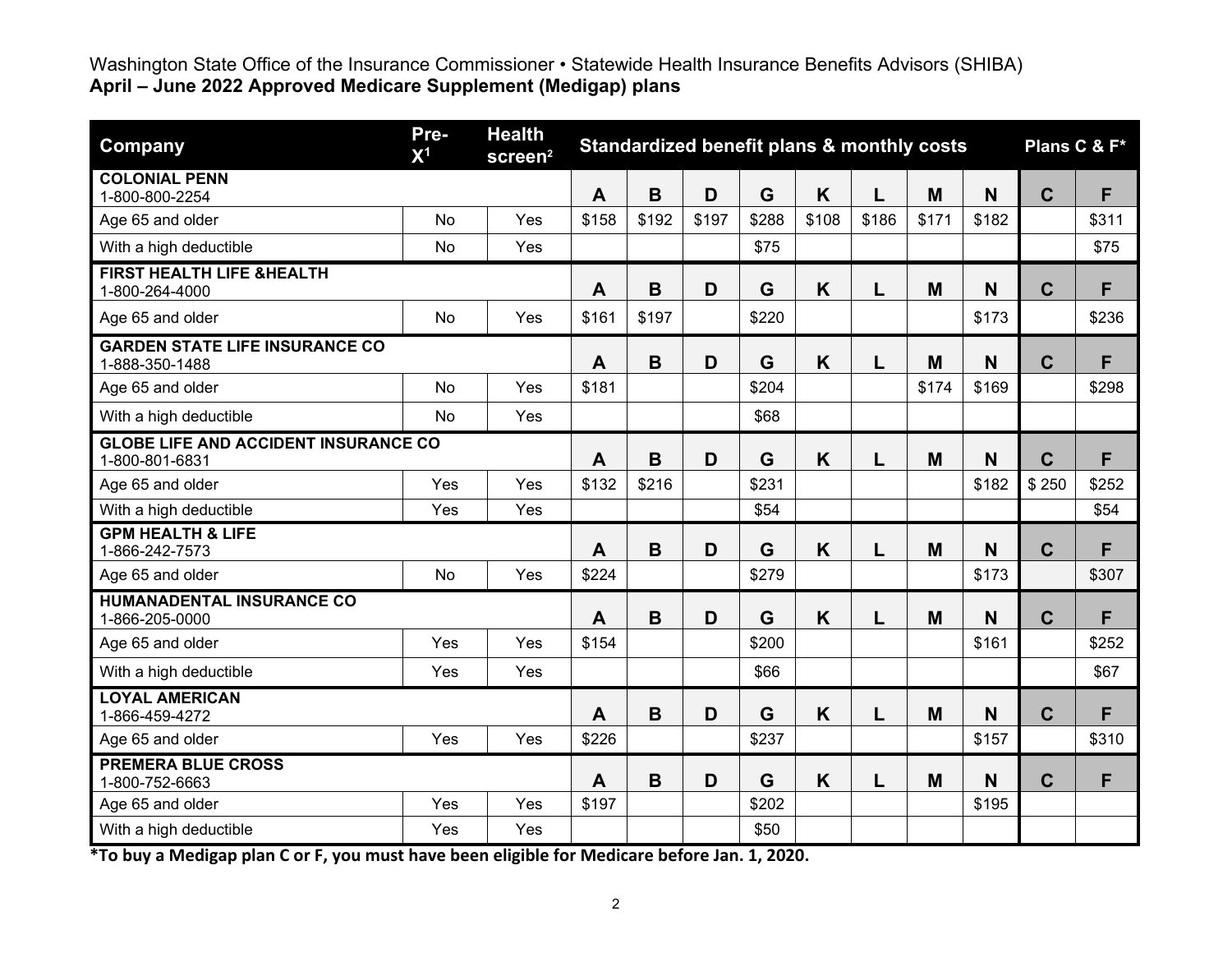Washington State Office of the Insurance Commissioner • Statewide Health Insurance Benefits Advisors (SHIBA)

**April – June 2022 Approved Medicare Supplement (Medigap) plans**

| Company | Pre-X[1] | Health screen[2] | Standardized benefit plans & monthly costs | | | | | | | | Plans C & F* | |
|---|---|---|---|---|---|---|---|---|---|---|---|---|
| **COLONIAL PENN** 1-800-800-2254 | | | **A** | **B** | **D** | **G** | **K** | **L** | **M** | **N** | **C** | **F** |
| Age 65 and older | No | Yes | $158 | $192 | $197 | $288 | $108 | $186 | $171 | $182 | | $311 |
| With a high deductible | No | Yes | | | | $75 | | | | | | $75 |
| **FIRST HEALTH LIFE &HEALTH** 1-800-264-4000 | | | **A** | **B** | **D** | **G** | **K** | **L** | **M** | **N** | **C** | **F** |
| Age 65 and older | No | Yes | $161 | $197 | | $220 | | | | $173 | | $236 |
| **GARDEN STATE LIFE INSURANCE CO** 1-888-350-1488 | | | **A** | **B** | **D** | **G** | **K** | **L** | **M** | **N** | **C** | **F** |
| Age 65 and older | No | Yes | $181 | | | $204 | | | $174 | $169 | | $298 |
| With a high deductible | No | Yes | | | | $68 | | | | | | |
| **GLOBE LIFE AND ACCIDENT INSURANCE CO** 1-800-801-6831 | | | **A** | **B** | **D** | **G** | **K** | **L** | **M** | **N** | **C** | **F** |
| Age 65 and older | Yes | Yes | $132 | $216 | | $231 | | | | $182 | $ 250 | $252 |
| With a high deductible | Yes | Yes | | | | $54 | | | | | | $54 |
| **GPM HEALTH & LIFE** 1-866-242-7573 | | | **A** | **B** | **D** | **G** | **K** | **L** | **M** | **N** | **C** | **F** |
| Age 65 and older | No | Yes | $224 | | | $279 | | | | $173 | | $307 |
| **HUMANADENTAL INSURANCE CO** 1-866-205-0000 | | | **A** | **B** | **D** | **G** | **K** | **L** | **M** | **N** | **C** | **F** |
| Age 65 and older | Yes | Yes | $154 | | | $200 | | | | $161 | | $252 |
| With a high deductible | Yes | Yes | | | | $66 | | | | | | $67 |
| **LOYAL AMERICAN** 1-866-459-4272 | | | **A** | **B** | **D** | **G** | **K** | **L** | **M** | **N** | **C** | **F** |
| Age 65 and older | Yes | Yes | $226 | | | $237 | | | | $157 | | $310 |
| **PREMERA BLUE CROSS** 1-800-752-6663 | | | **A** | **B** | **D** | **G** | **K** | **L** | **M** | **N** | **C** | **F** |
| Age 65 and older | Yes | Yes | $197 | | | $202 | | | | $195 | | |
| With a high deductible | Yes | Yes | | | | $50 | | | | | | |

**\*To buy a Medigap plan C or F, you must have been eligible for Medicare before Jan. 1, 2020.**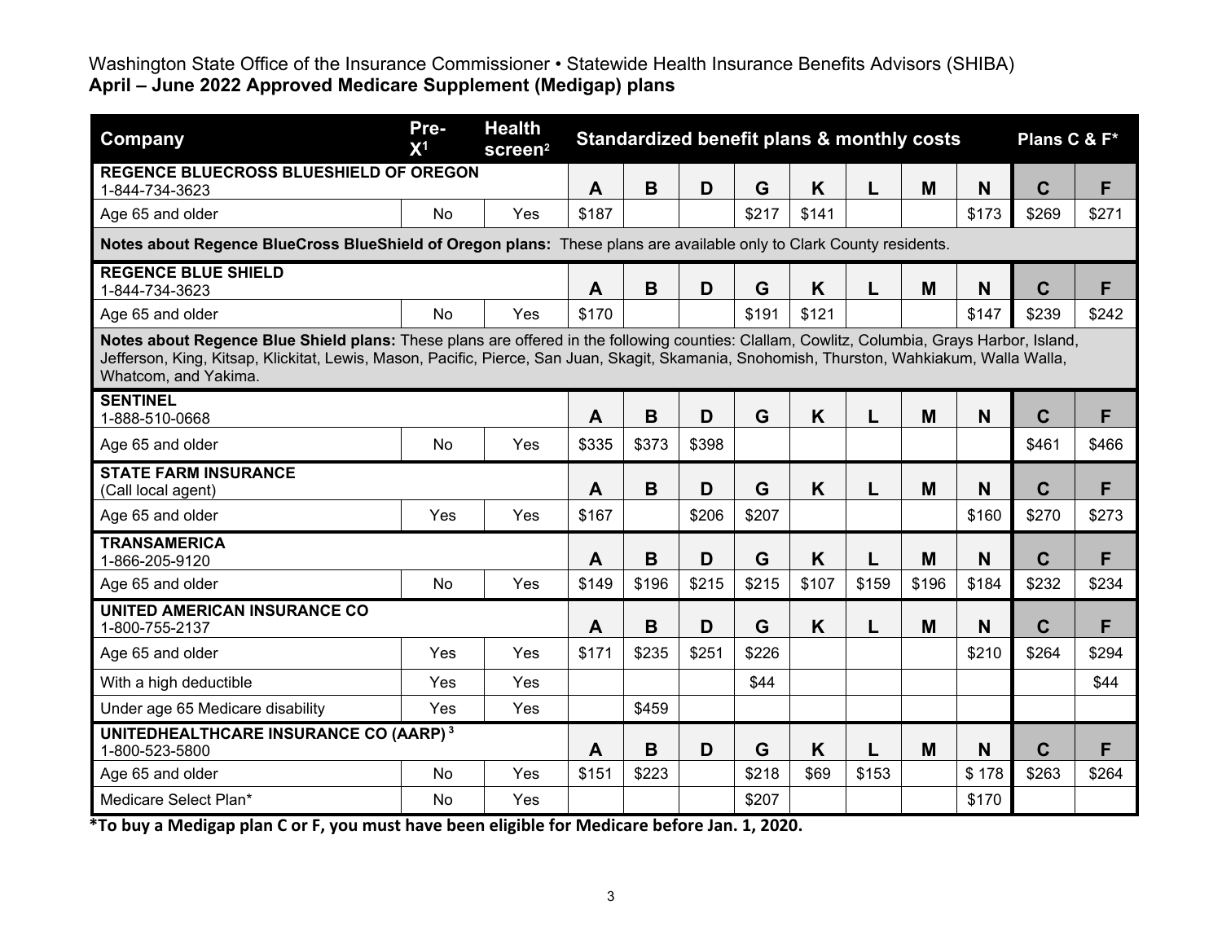Washington State Office of the Insurance Commissioner • Statewide Health Insurance Benefits Advisors (SHIBA)
**April – June 2022 Approved Medicare Supplement (Medigap) plans**

| Company | Pre-X[1] | Health screen[2] | Standardized benefit plans & monthly costs | | | | | | | | Plans C & F* | |
|---|---|---|---|---|---|---|---|---|---|---|---|---|
| **REGENCE BLUECROSS BLUESHIELD OF OREGON** 1-844-734-3623 | | | **A** | **B** | **D** | **G** | **K** | **L** | **M** | **N** | **C** | **F** |
| Age 65 and older | No | Yes | $187 | | | $217 | $141 | | | $173 | $269 | $271 |
| **Notes about Regence BlueCross BlueShield of Oregon plans:** These plans are available only to Clark County residents. | | | | | | | | | | | | |
| **REGENCE BLUE SHIELD** 1-844-734-3623 | | | **A** | **B** | **D** | **G** | **K** | **L** | **M** | **N** | **C** | **F** |
| Age 65 and older | No | Yes | $170 | | | $191 | $121 | | | $147 | $239 | $242 |
| **Notes about Regence Blue Shield plans:** These plans are offered in the following counties: Clallam, Cowlitz, Columbia, Grays Harbor, Island, Jefferson, King, Kitsap, Klickitat, Lewis, Mason, Pacific, Pierce, San Juan, Skagit, Skamania, Snohomish, Thurston, Wahkiakum, Walla Walla, Whatcom, and Yakima. | | | | | | | | | | | | |
| **SENTINEL** 1-888-510-0668 | | | **A** | **B** | **D** | **G** | **K** | **L** | **M** | **N** | **C** | **F** |
| Age 65 and older | No | Yes | $335 | $373 | $398 | | | | | | $461 | $466 |
| **STATE FARM INSURANCE** (Call local agent) | | | **A** | **B** | **D** | **G** | **K** | **L** | **M** | **N** | **C** | **F** |
| Age 65 and older | Yes | Yes | $167 | | $206 | $207 | | | | $160 | $270 | $273 |
| **TRANSAMERICA** 1-866-205-9120 | | | **A** | **B** | **D** | **G** | **K** | **L** | **M** | **N** | **C** | **F** |
| Age 65 and older | No | Yes | $149 | $196 | $215 | $215 | $107 | $159 | $196 | $184 | $232 | $234 |
| **UNITED AMERICAN INSURANCE CO** 1-800-755-2137 | | | **A** | **B** | **D** | **G** | **K** | **L** | **M** | **N** | **C** | **F** |
| Age 65 and older | Yes | Yes | $171 | $235 | $251 | $226 | | | | $210 | $264 | $294 |
| With a high deductible | Yes | Yes | | | | $44 | | | | | | $44 |
| Under age 65 Medicare disability | Yes | Yes | | $459 | | | | | | | | |
| **UNITEDHEALTHCARE INSURANCE CO (AARP)**[3] 1-800-523-5800 | | | **A** | **B** | **D** | **G** | **K** | **L** | **M** | **N** | **C** | **F** |
| Age 65 and older | No | Yes | $151 | $223 | | $218 | $69 | $153 | | $ 178 | $263 | $264 |
| Medicare Select Plan* | No | Yes | | | | $207 | | | | $170 | | |

**\*To buy a Medigap plan C or F, you must have been eligible for Medicare before Jan. 1, 2020.**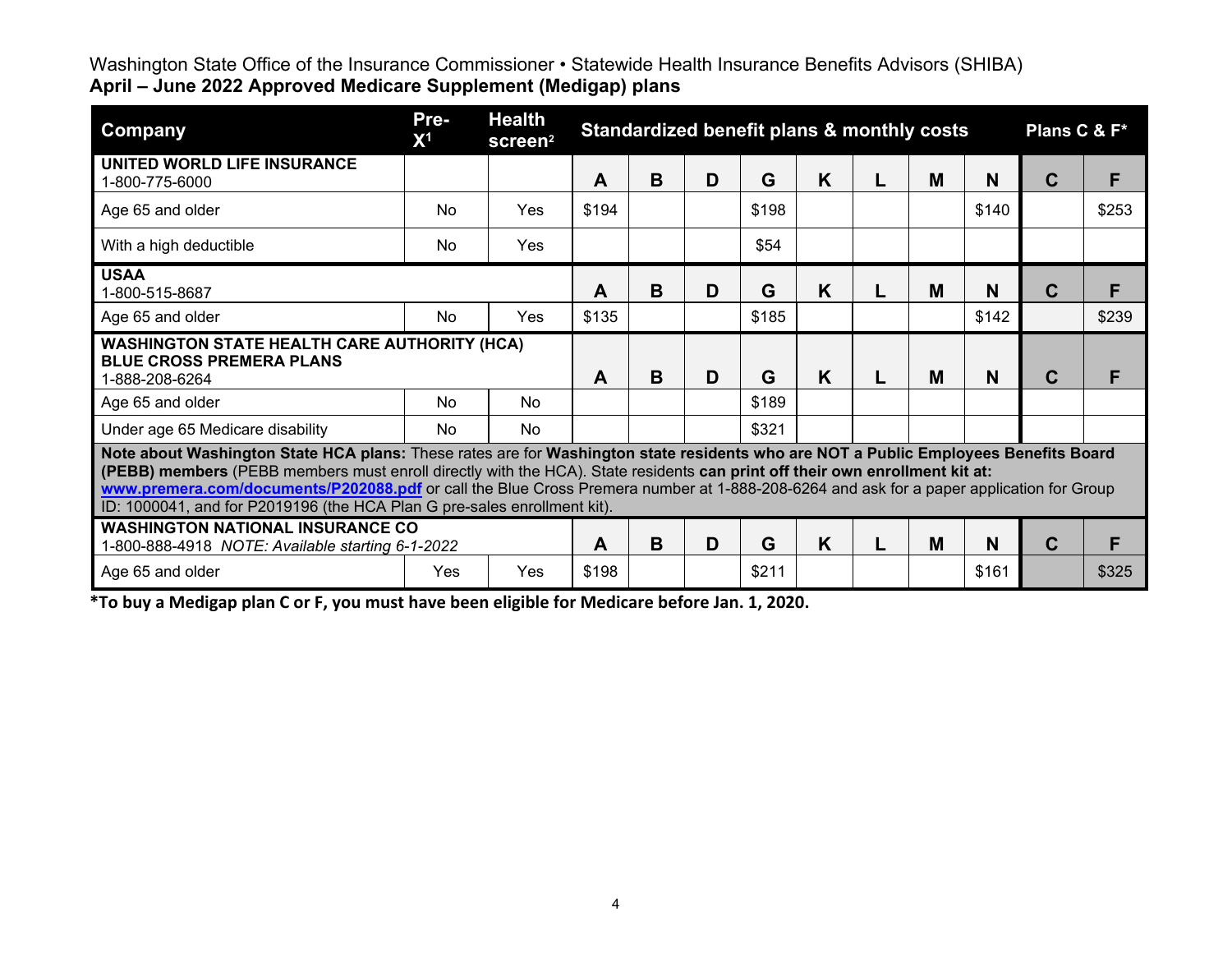Washington State Office of the Insurance Commissioner • Statewide Health Insurance Benefits Advisors (SHIBA)

**April – June 2022 Approved Medicare Supplement (Medigap) plans**

| Company | Pre-X[1] | Health screen[2] | Standardized benefit plans & monthly costs | | | | | | | | Plans C & F* | |
|---|---|---|---|---|---|---|---|---|---|---|---|---|
| **UNITED WORLD LIFE INSURANCE** 1-800-775-6000 | | | **A** | **B** | **D** | **G** | **K** | **L** | **M** | **N** | **C** | **F** |
| Age 65 and older | No | Yes | $194 | | | $198 | | | | $140 | | $253 |
| With a high deductible | No | Yes | | | | $54 | | | | | | |
| **USAA** 1-800-515-8687 | | | **A** | **B** | **D** | **G** | **K** | **L** | **M** | **N** | **C** | **F** |
| Age 65 and older | No | Yes | $135 | | | $185 | | | | $142 | | $239 |
| **WASHINGTON STATE HEALTH CARE AUTHORITY (HCA) BLUE CROSS PREMERA PLANS** 1-888-208-6264 | | | **A** | **B** | **D** | **G** | **K** | **L** | **M** | **N** | **C** | **F** |
| Age 65 and older | No | No | | | | $189 | | | | | | |
| Under age 65 Medicare disability | No | No | | | | $321 | | | | | | |
| **Note about Washington State HCA plans:** These rates are for **Washington state residents who are NOT a Public Employees Benefits Board (PEBB) members** (PEBB members must enroll directly with the HCA). State residents **can print off their own enrollment kit at: www.premera.com/documents/P202088.pdf** or call the Blue Cross Premera number at 1-888-208-6264 and ask for a paper application for Group ID: 1000041, and for P2019196 (the HCA Plan G pre-sales enrollment kit). | | | | | | | | | | | | |
| **WASHINGTON NATIONAL INSURANCE CO** 1-800-888-4918 *NOTE: Available starting 6-1-2022* | | | **A** | **B** | **D** | **G** | **K** | **L** | **M** | **N** | **C** | **F** |
| Age 65 and older | Yes | Yes | $198 | | | $211 | | | | $161 | | $325 |

**\*To buy a Medigap plan C or F, you must have been eligible for Medicare before Jan. 1, 2020.**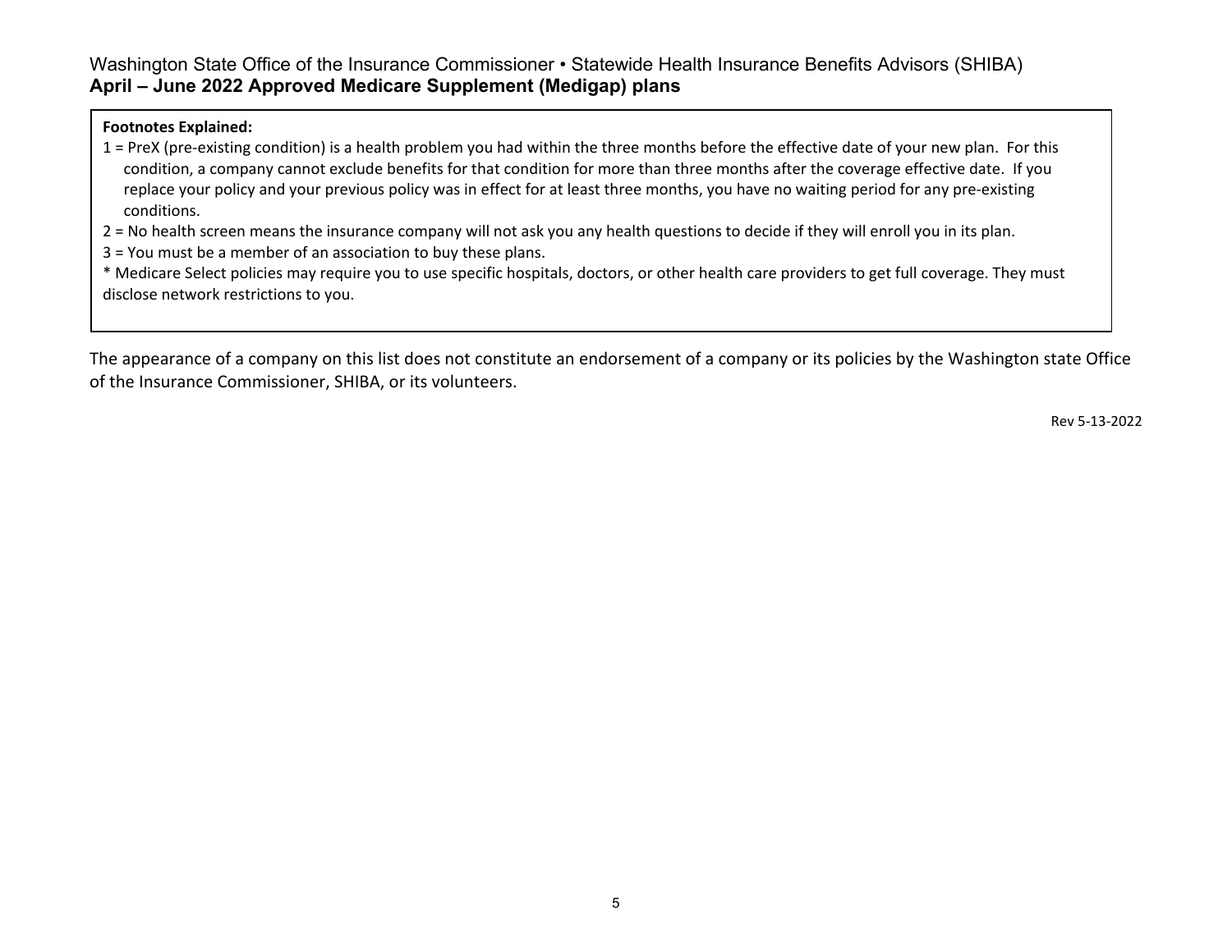**Footnotes Explained:**

1 = PreX (pre-existing condition) is a health problem you had within the three months before the effective date of your new plan. For this condition, a company cannot exclude benefits for that condition for more than three months after the coverage effective date. If you replace your policy and your previous policy was in effect for at least three months, you have no waiting period for any pre-existing conditions.

2 = No health screen means the insurance company will not ask you any health questions to decide if they will enroll you in its plan.

3 = You must be a member of an association to buy these plans.

* Medicare Select policies may require you to use specific hospitals, doctors, or other health care providers to get full coverage. They must disclose network restrictions to you.

The appearance of a company on this list does not constitute an endorsement of a company or its policies by the Washington state Office of the Insurance Commissioner, SHIBA, or its volunteers.

Rev 5-13-2022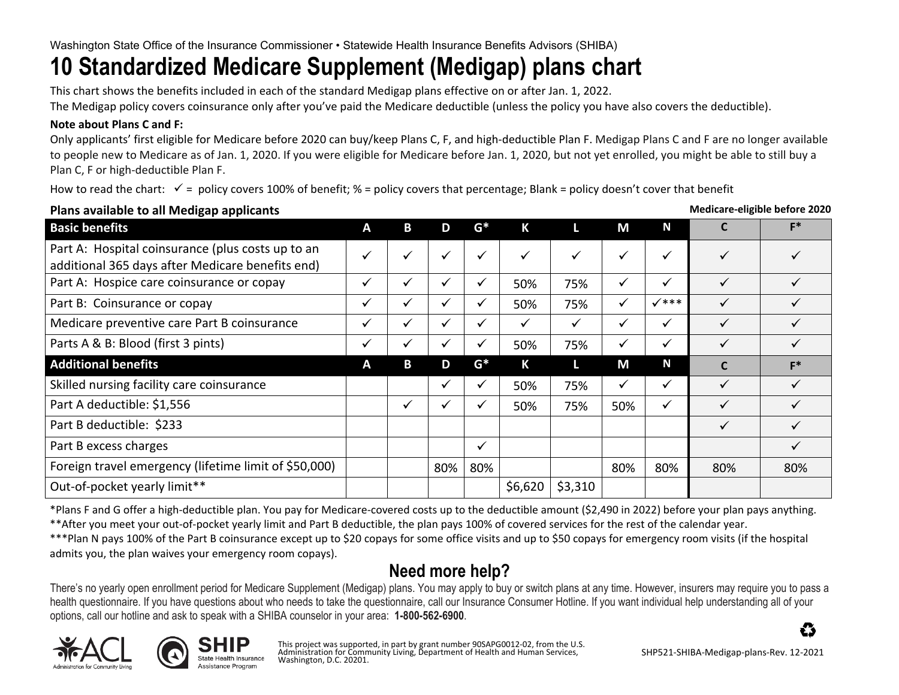Washington State Office of the Insurance Commissioner • Statewide Health Insurance Benefits Advisors (SHIBA)

# 10 Standardized Medicare Supplement (Medigap) plans chart

This chart shows the benefits included in each of the standard Medigap plans effective on or after Jan. 1, 2022.

The Medigap policy covers coinsurance only after you've paid the Medicare deductible (unless the policy you have also covers the deductible).

**Note about Plans C and F:**

Only applicants' first eligible for Medicare before 2020 can buy/keep Plans C, F, and high-deductible Plan F. Medigap Plans C and F are no longer available to people new to Medicare as of Jan. 1, 2020. If you were eligible for Medicare before Jan. 1, 2020, but not yet enrolled, you might be able to still buy a Plan C, F or high-deductible Plan F.

How to read the chart: ✓ = policy covers 100% of benefit; % = policy covers that percentage; Blank = policy doesn't cover that benefit

| Plans available to all Medigap applicants | | | | | | | | | Medicare-eligible before 2020 | |
|---|---|---|---|---|---|---|---|---|---|---|
| **Basic benefits** | **A** | **B** | **D** | **G*** | **K** | **L** | **M** | **N** | **C** | **F*** |
| Part A: Hospital coinsurance (plus costs up to an additional 365 days after Medicare benefits end) | ✓ | ✓ | ✓ | ✓ | ✓ | ✓ | ✓ | ✓ | ✓ | ✓ |
| Part A: Hospice care coinsurance or copay | ✓ | ✓ | ✓ | ✓ | 50% | 75% | ✓ | ✓ | ✓ | ✓ |
| Part B: Coinsurance or copay | ✓ | ✓ | ✓ | ✓ | 50% | 75% | ✓ | ✓*** | ✓ | ✓ |
| Medicare preventive care Part B coinsurance | ✓ | ✓ | ✓ | ✓ | ✓ | ✓ | ✓ | ✓ | ✓ | ✓ |
| Parts A & B: Blood (first 3 pints) | ✓ | ✓ | ✓ | ✓ | 50% | 75% | ✓ | ✓ | ✓ | ✓ |
| **Additional benefits** | **A** | **B** | **D** | **G*** | **K** | **L** | **M** | **N** | **C** | **F*** |
| Skilled nursing facility care coinsurance | | | ✓ | ✓ | 50% | 75% | ✓ | ✓ | ✓ | ✓ |
| Part A deductible: $1,556 | | ✓ | ✓ | ✓ | 50% | 75% | 50% | ✓ | ✓ | ✓ |
| Part B deductible: $233 | | | | | | | | | ✓ | ✓ |
| Part B excess charges | | | | ✓ | | | | | | ✓ |
| Foreign travel emergency (lifetime limit of $50,000) | | | 80% | 80% | | | 80% | 80% | 80% | 80% |
| Out-of-pocket yearly limit** | | | | | $6,620 | $3,310 | | | | |

*Plans F and G offer a high-deductible plan. You pay for Medicare-covered costs up to the deductible amount ($2,490 in 2022) before your plan pays anything.

**After you meet your out-of-pocket yearly limit and Part B deductible, the plan pays 100% of covered services for the rest of the calendar year.

***Plan N pays 100% of the Part B coinsurance except up to $20 copays for some office visits and up to $50 copays for emergency room visits (if the hospital admits you, the plan waives your emergency room copays).

## Need more help?

There's no yearly open enrollment period for Medicare Supplement (Medigap) plans. You may apply to buy or switch plans at any time. However, insurers may require you to pass a health questionnaire. If you have questions about who needs to take the questionnaire, call our Insurance Consumer Hotline. If you want individual help understanding all of your options, call our hotline and ask to speak with a SHIBA counselor in your area: **1-800-562-6900**.

ACL Administration for Community Living

SHIP State Health Insurance Assistance Program

This project was supported, in part by grant number 90SAPG0012-02, from the U.S. Administration for Community Living, Department of Health and Human Services, Washington, D.C. 20201.

SHP521-SHIBA-Medigap-plans-Rev. 12-2021